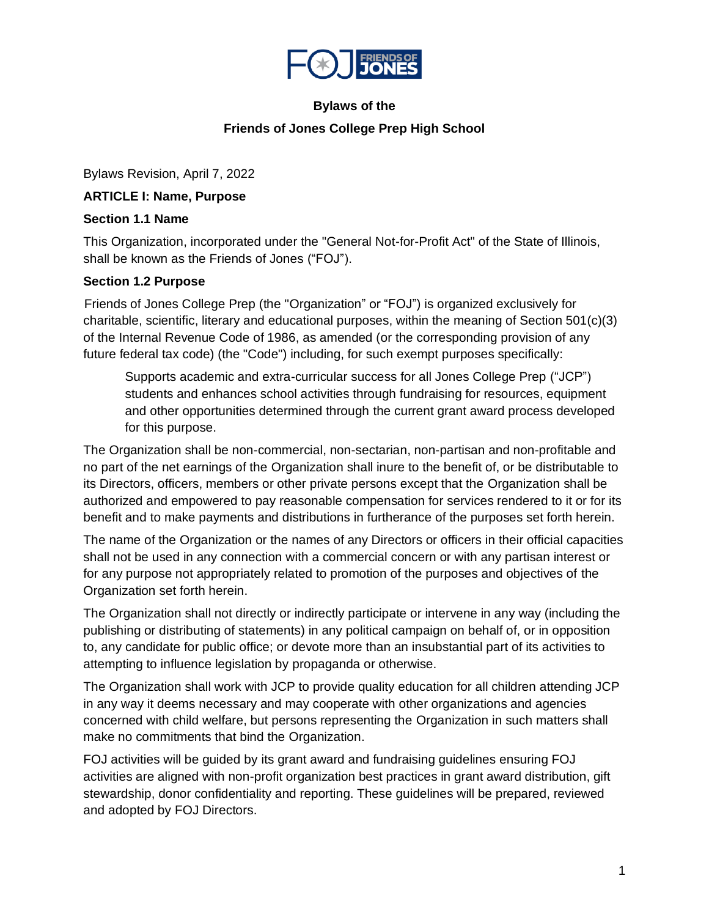# Bylaws of the
# Friends of Jones College Prep High School

Bylaws Revision, April 7, 2022

## ARTICLE I: Name, Purpose

### Section 1.1 Name

This Organization, incorporated under the "General Not-for-Profit Act" of the State of Illinois, shall be known as the Friends of Jones ("FOJ").

### Section 1.2 Purpose

Friends of Jones College Prep (the "Organization" or "FOJ") is organized exclusively for charitable, scientific, literary and educational purposes, within the meaning of Section 501(c)(3) of the Internal Revenue Code of 1986, as amended (or the corresponding provision of any future federal tax code) (the "Code") including, for such exempt purposes specifically:

> Supports academic and extra-curricular success for all Jones College Prep ("JCP") students and enhances school activities through fundraising for resources, equipment and other opportunities determined through the current grant award process developed for this purpose.

The Organization shall be non-commercial, non-sectarian, non-partisan and non-profitable and no part of the net earnings of the Organization shall inure to the benefit of, or be distributable to its Directors, officers, members or other private persons except that the Organization shall be authorized and empowered to pay reasonable compensation for services rendered to it or for its benefit and to make payments and distributions in furtherance of the purposes set forth herein.

The name of the Organization or the names of any Directors or officers in their official capacities shall not be used in any connection with a commercial concern or with any partisan interest or for any purpose not appropriately related to promotion of the purposes and objectives of the Organization set forth herein.

The Organization shall not directly or indirectly participate or intervene in any way (including the publishing or distributing of statements) in any political campaign on behalf of, or in opposition to, any candidate for public office; or devote more than an insubstantial part of its activities to attempting to influence legislation by propaganda or otherwise.

The Organization shall work with JCP to provide quality education for all children attending JCP in any way it deems necessary and may cooperate with other organizations and agencies concerned with child welfare, but persons representing the Organization in such matters shall make no commitments that bind the Organization.

FOJ activities will be guided by its grant award and fundraising guidelines ensuring FOJ activities are aligned with non-profit organization best practices in grant award distribution, gift stewardship, donor confidentiality and reporting. These guidelines will be prepared, reviewed and adopted by FOJ Directors.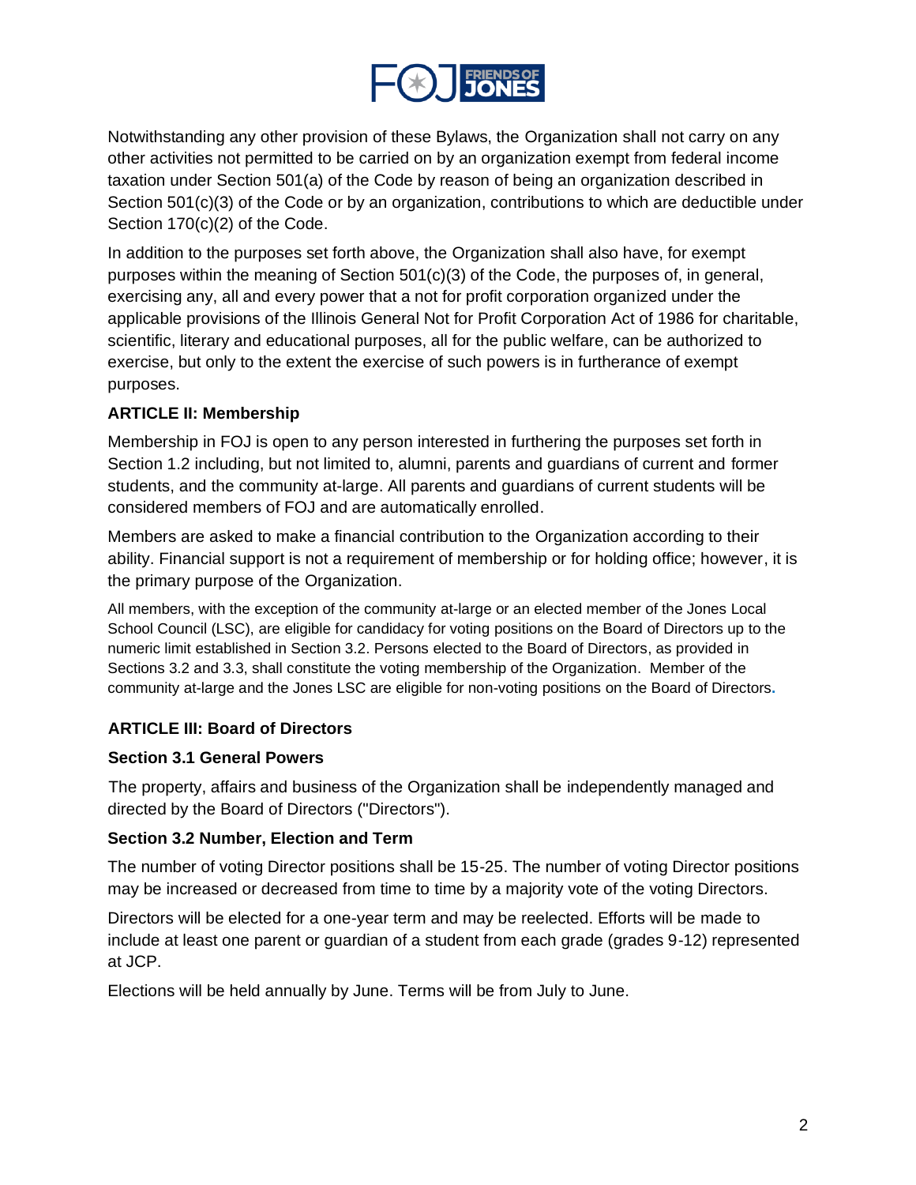Notwithstanding any other provision of these Bylaws, the Organization shall not carry on any other activities not permitted to be carried on by an organization exempt from federal income taxation under Section 501(a) of the Code by reason of being an organization described in Section 501(c)(3) of the Code or by an organization, contributions to which are deductible under Section 170(c)(2) of the Code.

In addition to the purposes set forth above, the Organization shall also have, for exempt purposes within the meaning of Section 501(c)(3) of the Code, the purposes of, in general, exercising any, all and every power that a not for profit corporation organized under the applicable provisions of the Illinois General Not for Profit Corporation Act of 1986 for charitable, scientific, literary and educational purposes, all for the public welfare, can be authorized to exercise, but only to the extent the exercise of such powers is in furtherance of exempt purposes.

**ARTICLE II: Membership**

Membership in FOJ is open to any person interested in furthering the purposes set forth in Section 1.2 including, but not limited to, alumni, parents and guardians of current and former students, and the community at-large. All parents and guardians of current students will be considered members of FOJ and are automatically enrolled.

Members are asked to make a financial contribution to the Organization according to their ability. Financial support is not a requirement of membership or for holding office; however, it is the primary purpose of the Organization.

All members, with the exception of the community at-large or an elected member of the Jones Local School Council (LSC), are eligible for candidacy for voting positions on the Board of Directors up to the numeric limit established in Section 3.2. Persons elected to the Board of Directors, as provided in Sections 3.2 and 3.3, shall constitute the voting membership of the Organization. Member of the community at-large and the Jones LSC are eligible for non-voting positions on the Board of Directors.

**ARTICLE III: Board of Directors**

**Section 3.1 General Powers**

The property, affairs and business of the Organization shall be independently managed and directed by the Board of Directors ("Directors").

**Section 3.2 Number, Election and Term**

The number of voting Director positions shall be 15-25. The number of voting Director positions may be increased or decreased from time to time by a majority vote of the voting Directors.

Directors will be elected for a one-year term and may be reelected. Efforts will be made to include at least one parent or guardian of a student from each grade (grades 9-12) represented at JCP.

Elections will be held annually by June. Terms will be from July to June.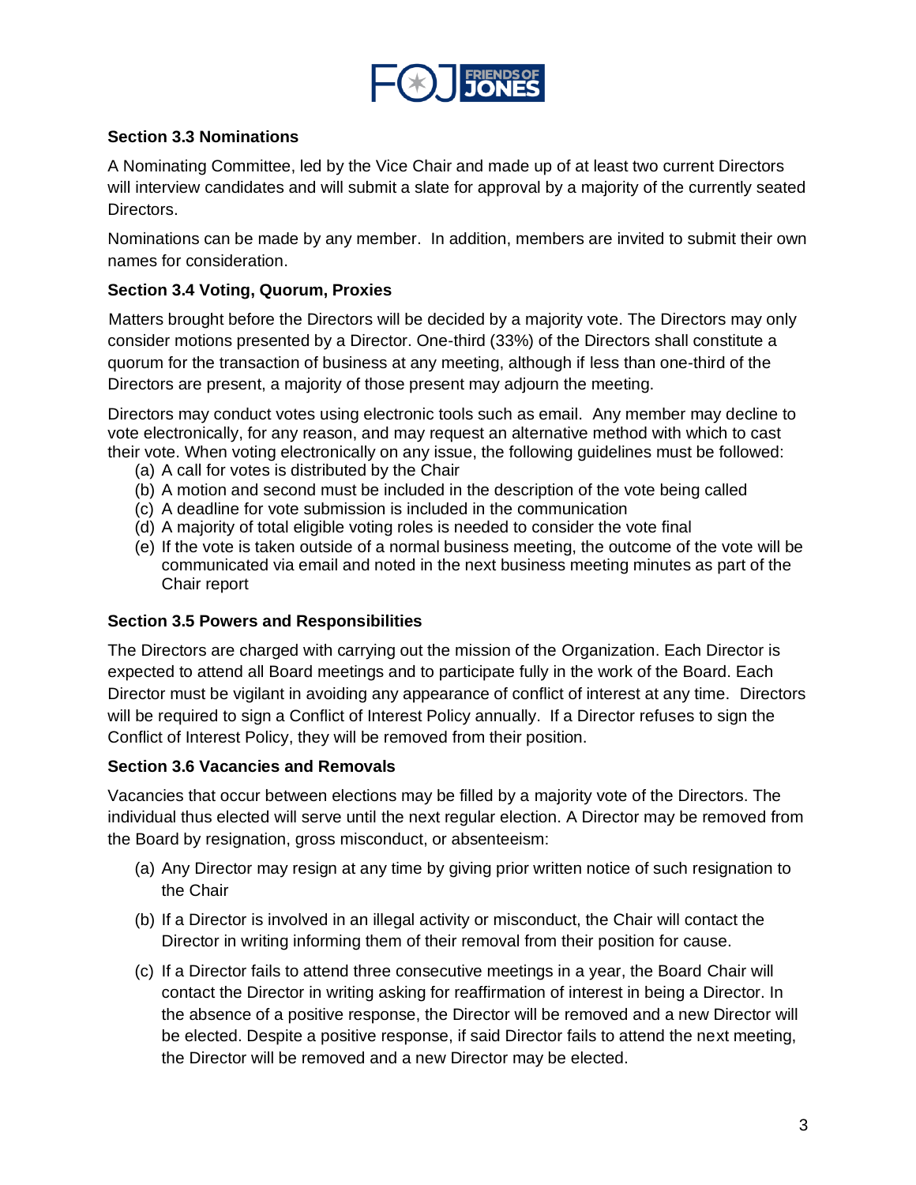### Section 3.3 Nominations

A Nominating Committee, led by the Vice Chair and made up of at least two current Directors will interview candidates and will submit a slate for approval by a majority of the currently seated Directors.

Nominations can be made by any member. In addition, members are invited to submit their own names for consideration.

### Section 3.4 Voting, Quorum, Proxies

Matters brought before the Directors will be decided by a majority vote. The Directors may only consider motions presented by a Director. One-third (33%) of the Directors shall constitute a quorum for the transaction of business at any meeting, although if less than one-third of the Directors are present, a majority of those present may adjourn the meeting.

Directors may conduct votes using electronic tools such as email. Any member may decline to vote electronically, for any reason, and may request an alternative method with which to cast their vote. When voting electronically on any issue, the following guidelines must be followed:

(a) A call for votes is distributed by the Chair
(b) A motion and second must be included in the description of the vote being called
(c) A deadline for vote submission is included in the communication
(d) A majority of total eligible voting roles is needed to consider the vote final
(e) If the vote is taken outside of a normal business meeting, the outcome of the vote will be communicated via email and noted in the next business meeting minutes as part of the Chair report

### Section 3.5 Powers and Responsibilities

The Directors are charged with carrying out the mission of the Organization. Each Director is expected to attend all Board meetings and to participate fully in the work of the Board. Each Director must be vigilant in avoiding any appearance of conflict of interest at any time. Directors will be required to sign a Conflict of Interest Policy annually. If a Director refuses to sign the Conflict of Interest Policy, they will be removed from their position.

### Section 3.6 Vacancies and Removals

Vacancies that occur between elections may be filled by a majority vote of the Directors. The individual thus elected will serve until the next regular election. A Director may be removed from the Board by resignation, gross misconduct, or absenteeism:

(a) Any Director may resign at any time by giving prior written notice of such resignation to the Chair

(b) If a Director is involved in an illegal activity or misconduct, the Chair will contact the Director in writing informing them of their removal from their position for cause.

(c) If a Director fails to attend three consecutive meetings in a year, the Board Chair will contact the Director in writing asking for reaffirmation of interest in being a Director. In the absence of a positive response, the Director will be removed and a new Director will be elected. Despite a positive response, if said Director fails to attend the next meeting, the Director will be removed and a new Director may be elected.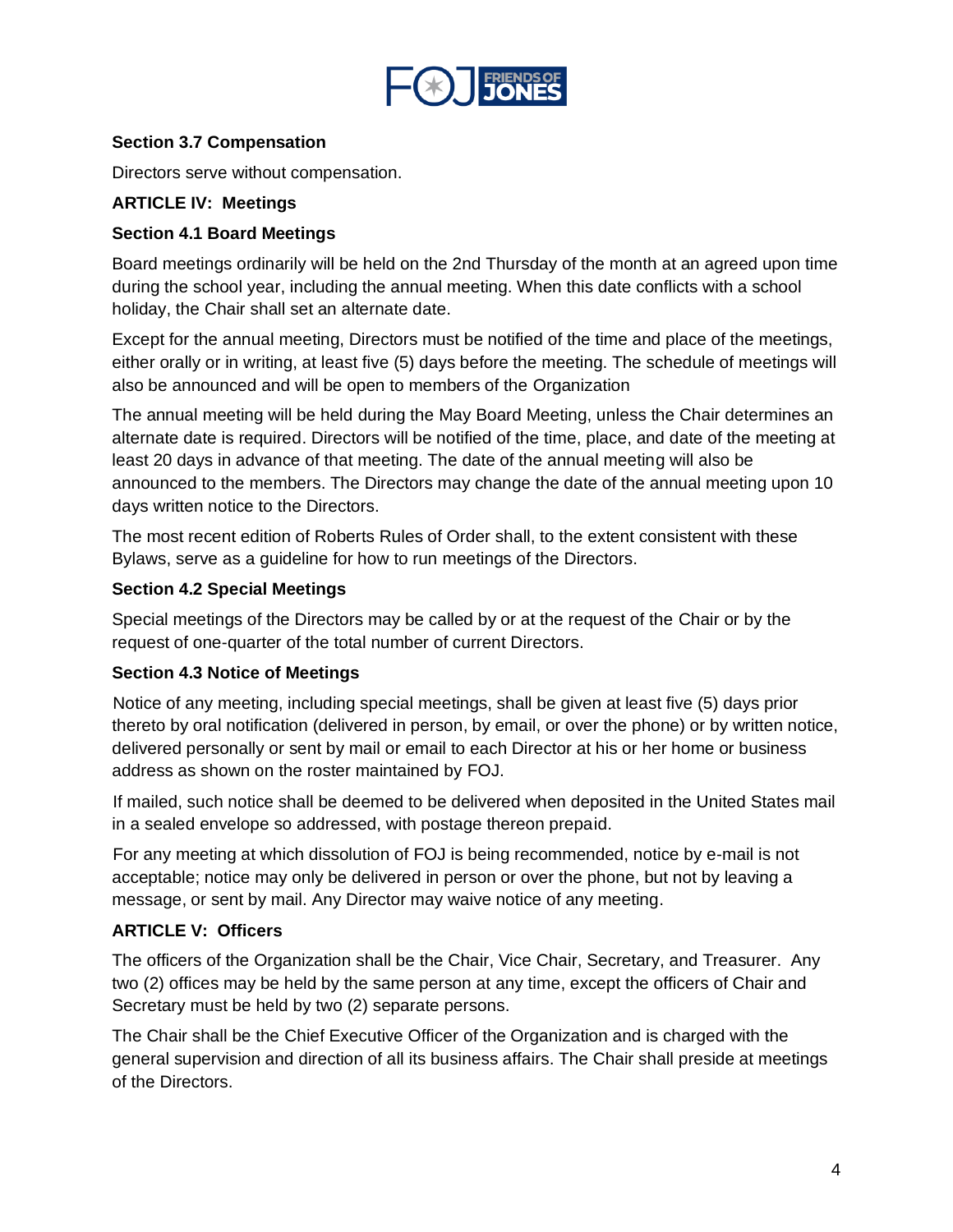**Section 3.7 Compensation**

Directors serve without compensation.

**ARTICLE IV: Meetings**

**Section 4.1 Board Meetings**

Board meetings ordinarily will be held on the 2nd Thursday of the month at an agreed upon time during the school year, including the annual meeting. When this date conflicts with a school holiday, the Chair shall set an alternate date.

Except for the annual meeting, Directors must be notified of the time and place of the meetings, either orally or in writing, at least five (5) days before the meeting. The schedule of meetings will also be announced and will be open to members of the Organization

The annual meeting will be held during the May Board Meeting, unless the Chair determines an alternate date is required. Directors will be notified of the time, place, and date of the meeting at least 20 days in advance of that meeting. The date of the annual meeting will also be announced to the members. The Directors may change the date of the annual meeting upon 10 days written notice to the Directors.

The most recent edition of Roberts Rules of Order shall, to the extent consistent with these Bylaws, serve as a guideline for how to run meetings of the Directors.

**Section 4.2 Special Meetings**

Special meetings of the Directors may be called by or at the request of the Chair or by the request of one-quarter of the total number of current Directors.

**Section 4.3 Notice of Meetings**

Notice of any meeting, including special meetings, shall be given at least five (5) days prior thereto by oral notification (delivered in person, by email, or over the phone) or by written notice, delivered personally or sent by mail or email to each Director at his or her home or business address as shown on the roster maintained by FOJ.

If mailed, such notice shall be deemed to be delivered when deposited in the United States mail in a sealed envelope so addressed, with postage thereon prepaid.

For any meeting at which dissolution of FOJ is being recommended, notice by e-mail is not acceptable; notice may only be delivered in person or over the phone, but not by leaving a message, or sent by mail. Any Director may waive notice of any meeting.

**ARTICLE V: Officers**

The officers of the Organization shall be the Chair, Vice Chair, Secretary, and Treasurer. Any two (2) offices may be held by the same person at any time, except the officers of Chair and Secretary must be held by two (2) separate persons.

The Chair shall be the Chief Executive Officer of the Organization and is charged with the general supervision and direction of all its business affairs. The Chair shall preside at meetings of the Directors.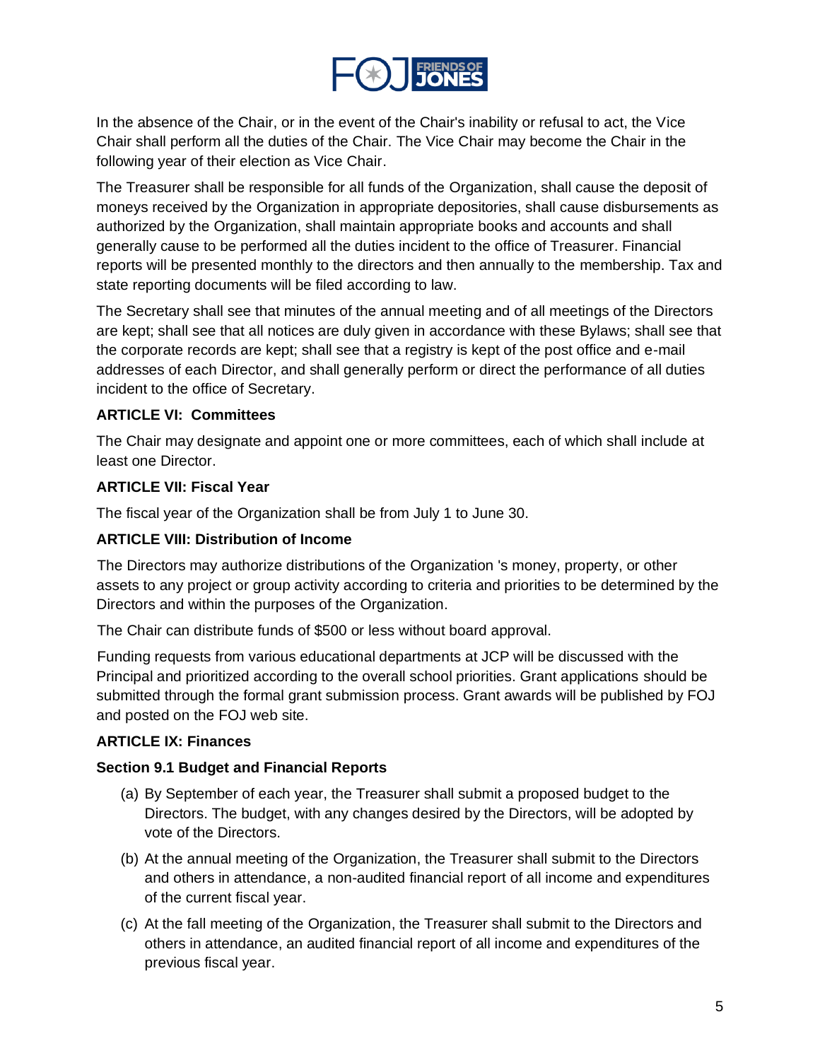In the absence of the Chair, or in the event of the Chair's inability or refusal to act, the Vice Chair shall perform all the duties of the Chair. The Vice Chair may become the Chair in the following year of their election as Vice Chair.

The Treasurer shall be responsible for all funds of the Organization, shall cause the deposit of moneys received by the Organization in appropriate depositories, shall cause disbursements as authorized by the Organization, shall maintain appropriate books and accounts and shall generally cause to be performed all the duties incident to the office of Treasurer. Financial reports will be presented monthly to the directors and then annually to the membership. Tax and state reporting documents will be filed according to law.

The Secretary shall see that minutes of the annual meeting and of all meetings of the Directors are kept; shall see that all notices are duly given in accordance with these Bylaws; shall see that the corporate records are kept; shall see that a registry is kept of the post office and e-mail addresses of each Director, and shall generally perform or direct the performance of all duties incident to the office of Secretary.

**ARTICLE VI: Committees**

The Chair may designate and appoint one or more committees, each of which shall include at least one Director.

**ARTICLE VII: Fiscal Year**

The fiscal year of the Organization shall be from July 1 to June 30.

**ARTICLE VIII: Distribution of Income**

The Directors may authorize distributions of the Organization 's money, property, or other assets to any project or group activity according to criteria and priorities to be determined by the Directors and within the purposes of the Organization.

The Chair can distribute funds of $500 or less without board approval.

Funding requests from various educational departments at JCP will be discussed with the Principal and prioritized according to the overall school priorities. Grant applications should be submitted through the formal grant submission process. Grant awards will be published by FOJ and posted on the FOJ web site.

**ARTICLE IX: Finances**

**Section 9.1 Budget and Financial Reports**

(a) By September of each year, the Treasurer shall submit a proposed budget to the Directors. The budget, with any changes desired by the Directors, will be adopted by vote of the Directors.

(b) At the annual meeting of the Organization, the Treasurer shall submit to the Directors and others in attendance, a non-audited financial report of all income and expenditures of the current fiscal year.

(c) At the fall meeting of the Organization, the Treasurer shall submit to the Directors and others in attendance, an audited financial report of all income and expenditures of the previous fiscal year.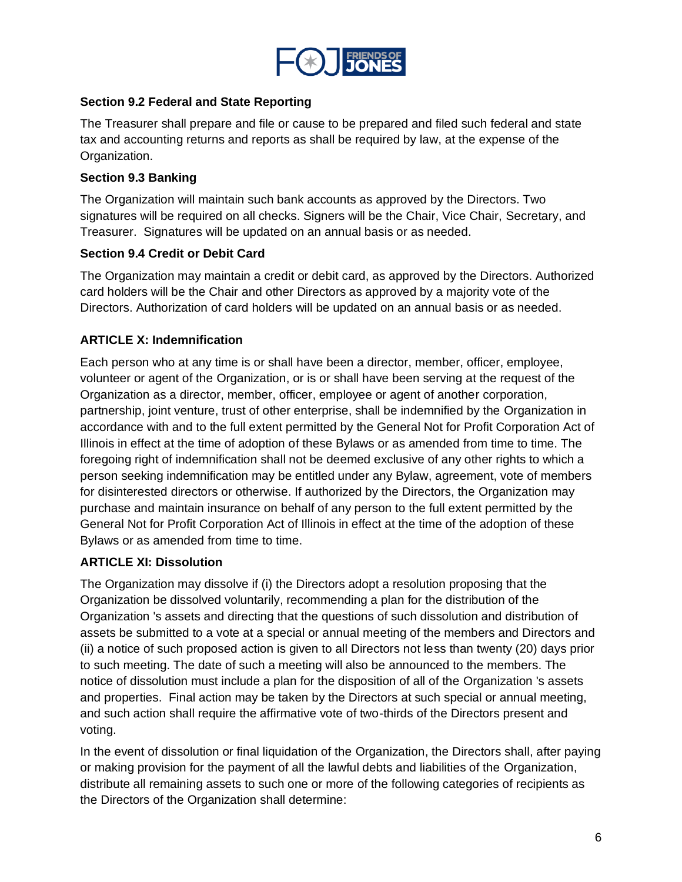### Section 9.2 Federal and State Reporting

The Treasurer shall prepare and file or cause to be prepared and filed such federal and state tax and accounting returns and reports as shall be required by law, at the expense of the Organization.

### Section 9.3 Banking

The Organization will maintain such bank accounts as approved by the Directors. Two signatures will be required on all checks. Signers will be the Chair, Vice Chair, Secretary, and Treasurer. Signatures will be updated on an annual basis or as needed.

### Section 9.4 Credit or Debit Card

The Organization may maintain a credit or debit card, as approved by the Directors. Authorized card holders will be the Chair and other Directors as approved by a majority vote of the Directors. Authorization of card holders will be updated on an annual basis or as needed.

## ARTICLE X: Indemnification

Each person who at any time is or shall have been a director, member, officer, employee, volunteer or agent of the Organization, or is or shall have been serving at the request of the Organization as a director, member, officer, employee or agent of another corporation, partnership, joint venture, trust of other enterprise, shall be indemnified by the Organization in accordance with and to the full extent permitted by the General Not for Profit Corporation Act of Illinois in effect at the time of adoption of these Bylaws or as amended from time to time. The foregoing right of indemnification shall not be deemed exclusive of any other rights to which a person seeking indemnification may be entitled under any Bylaw, agreement, vote of members for disinterested directors or otherwise. If authorized by the Directors, the Organization may purchase and maintain insurance on behalf of any person to the full extent permitted by the General Not for Profit Corporation Act of Illinois in effect at the time of the adoption of these Bylaws or as amended from time to time.

## ARTICLE XI: Dissolution

The Organization may dissolve if (i) the Directors adopt a resolution proposing that the Organization be dissolved voluntarily, recommending a plan for the distribution of the Organization 's assets and directing that the questions of such dissolution and distribution of assets be submitted to a vote at a special or annual meeting of the members and Directors and (ii) a notice of such proposed action is given to all Directors not less than twenty (20) days prior to such meeting. The date of such a meeting will also be announced to the members. The notice of dissolution must include a plan for the disposition of all of the Organization 's assets and properties. Final action may be taken by the Directors at such special or annual meeting, and such action shall require the affirmative vote of two-thirds of the Directors present and voting.

In the event of dissolution or final liquidation of the Organization, the Directors shall, after paying or making provision for the payment of all the lawful debts and liabilities of the Organization, distribute all remaining assets to such one or more of the following categories of recipients as the Directors of the Organization shall determine: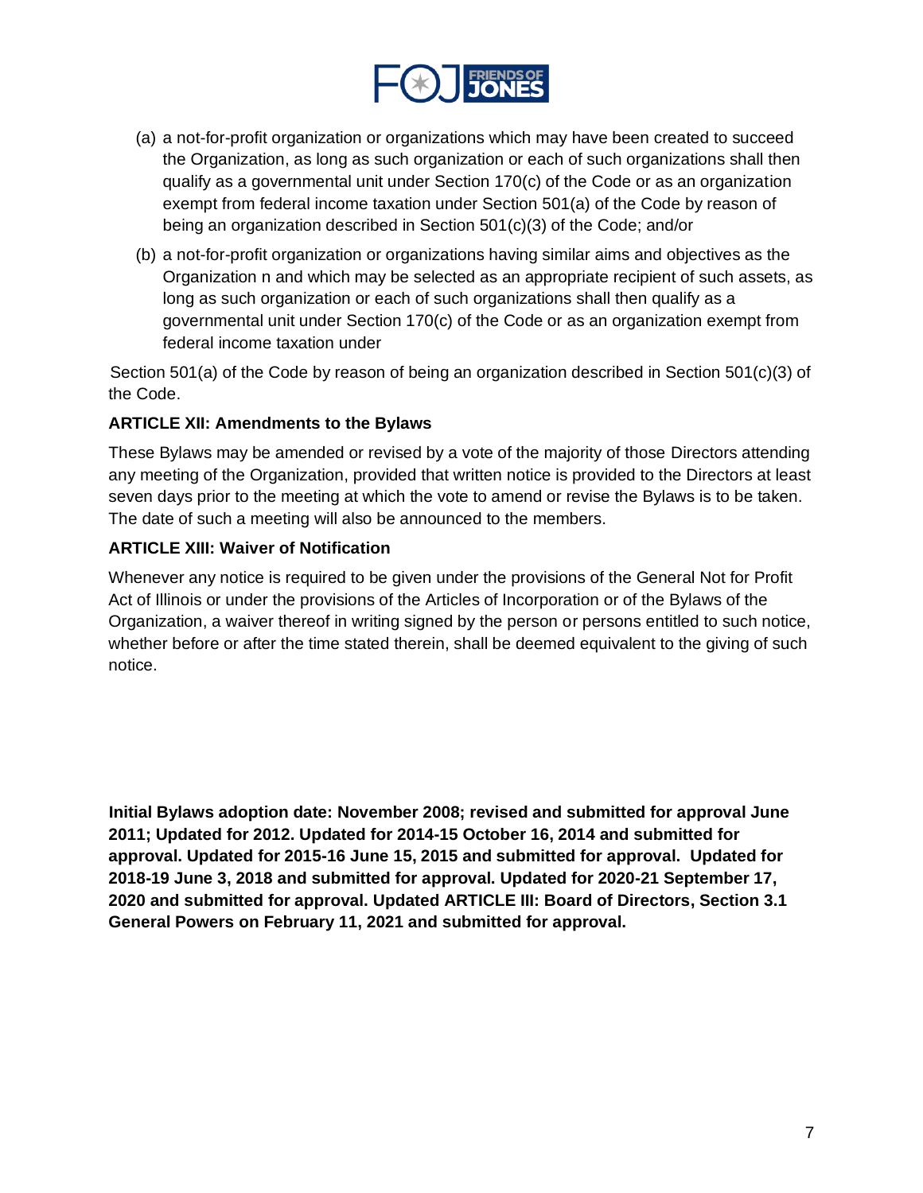(a) a not-for-profit organization or organizations which may have been created to succeed the Organization, as long as such organization or each of such organizations shall then qualify as a governmental unit under Section 170(c) of the Code or as an organization exempt from federal income taxation under Section 501(a) of the Code by reason of being an organization described in Section 501(c)(3) of the Code; and/or

(b) a not-for-profit organization or organizations having similar aims and objectives as the Organization n and which may be selected as an appropriate recipient of such assets, as long as such organization or each of such organizations shall then qualify as a governmental unit under Section 170(c) of the Code or as an organization exempt from federal income taxation under

Section 501(a) of the Code by reason of being an organization described in Section 501(c)(3) of the Code.

**ARTICLE XII: Amendments to the Bylaws**

These Bylaws may be amended or revised by a vote of the majority of those Directors attending any meeting of the Organization, provided that written notice is provided to the Directors at least seven days prior to the meeting at which the vote to amend or revise the Bylaws is to be taken. The date of such a meeting will also be announced to the members.

**ARTICLE XIII: Waiver of Notification**

Whenever any notice is required to be given under the provisions of the General Not for Profit Act of Illinois or under the provisions of the Articles of Incorporation or of the Bylaws of the Organization, a waiver thereof in writing signed by the person or persons entitled to such notice, whether before or after the time stated therein, shall be deemed equivalent to the giving of such notice.

**Initial Bylaws adoption date: November 2008; revised and submitted for approval June 2011; Updated for 2012. Updated for 2014-15 October 16, 2014 and submitted for approval. Updated for 2015-16 June 15, 2015 and submitted for approval. Updated for 2018-19 June 3, 2018 and submitted for approval. Updated for 2020-21 September 17, 2020 and submitted for approval. Updated ARTICLE III: Board of Directors, Section 3.1 General Powers on February 11, 2021 and submitted for approval.**